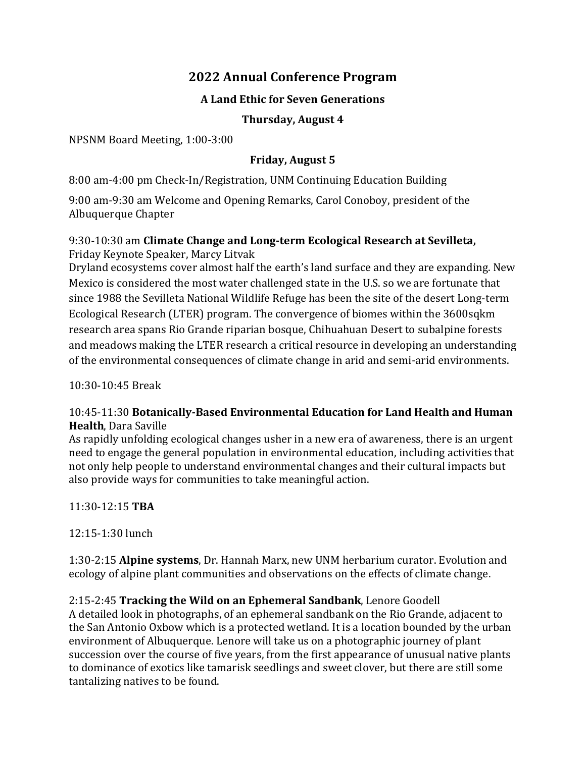# 2022 Annual Conference Program

### A Land Ethic for Seven Generations

### Thursday, August 4

NPSNM Board Meeting, 1:00-3:00

### Friday, August 5

8:00 am-4:00 pm Check-In/Registration, UNM Continuing Education Building

9:00 am-9:30 am Welcome and Opening Remarks, Carol Conoboy, president of the Albuquerque Chapter

9:30-10:30 am **Climate Change and Long-term Ecological Research at Sevilleta,** Friday Keynote Speaker, Marcy Litvak
Dryland ecosystems cover almost half the earth's land surface and they are expanding. New Mexico is considered the most water challenged state in the U.S. so we are fortunate that since 1988 the Sevilleta National Wildlife Refuge has been the site of the desert Long-term Ecological Research (LTER) program. The convergence of biomes within the 3600sqkm research area spans Rio Grande riparian bosque, Chihuahuan Desert to subalpine forests and meadows making the LTER research a critical resource in developing an understanding of the environmental consequences of climate change in arid and semi-arid environments.

10:30-10:45 Break

10:45-11:30 **Botanically-Based Environmental Education for Land Health and Human Health**, Dara Saville
As rapidly unfolding ecological changes usher in a new era of awareness, there is an urgent need to engage the general population in environmental education, including activities that not only help people to understand environmental changes and their cultural impacts but also provide ways for communities to take meaningful action.

11:30-12:15 **TBA**

12:15-1:30 lunch

1:30-2:15 **Alpine systems**, Dr. Hannah Marx, new UNM herbarium curator. Evolution and ecology of alpine plant communities and observations on the effects of climate change.

2:15-2:45 **Tracking the Wild on an Ephemeral Sandbank**, Lenore Goodell
A detailed look in photographs, of an ephemeral sandbank on the Rio Grande, adjacent to the San Antonio Oxbow which is a protected wetland. It is a location bounded by the urban environment of Albuquerque. Lenore will take us on a photographic journey of plant succession over the course of five years, from the first appearance of unusual native plants to dominance of exotics like tamarisk seedlings and sweet clover, but there are still some tantalizing natives to be found.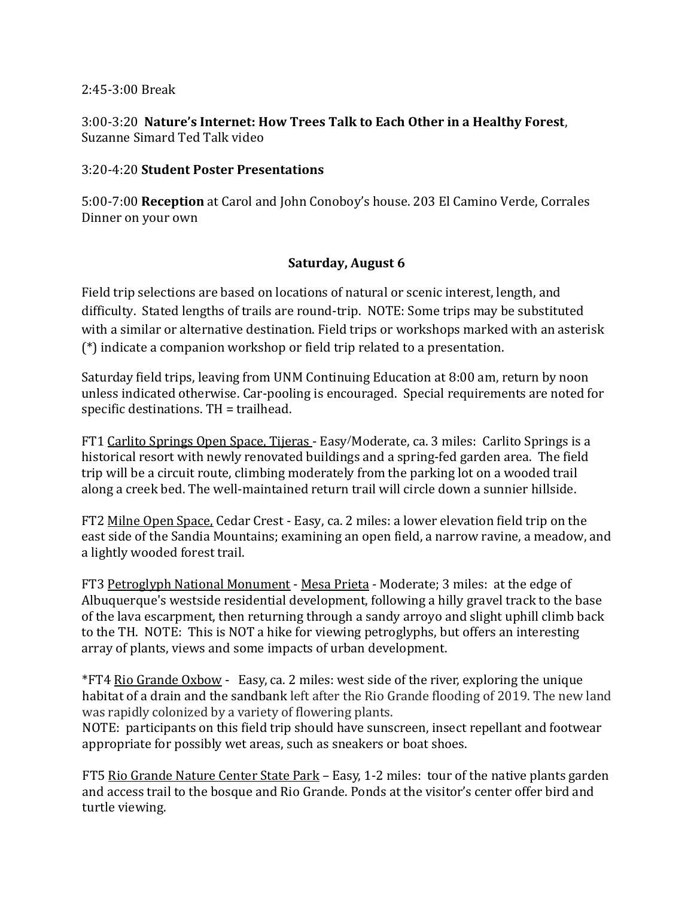2:45-3:00 Break

3:00-3:20 **Nature's Internet: How Trees Talk to Each Other in a Healthy Forest**, Suzanne Simard Ted Talk video

3:20-4:20 **Student Poster Presentations**

5:00-7:00 **Reception** at Carol and John Conoboy's house. 203 El Camino Verde, Corrales
Dinner on your own

## Saturday, August 6

Field trip selections are based on locations of natural or scenic interest, length, and difficulty. Stated lengths of trails are round-trip. NOTE: Some trips may be substituted with a similar or alternative destination. Field trips or workshops marked with an asterisk (*) indicate a companion workshop or field trip related to a presentation.

Saturday field trips, leaving from UNM Continuing Education at 8:00 am, return by noon unless indicated otherwise. Car-pooling is encouraged. Special requirements are noted for specific destinations. TH = trailhead.

FT1 Carlito Springs Open Space, Tijeras - Easy/Moderate, ca. 3 miles: Carlito Springs is a historical resort with newly renovated buildings and a spring-fed garden area. The field trip will be a circuit route, climbing moderately from the parking lot on a wooded trail along a creek bed. The well-maintained return trail will circle down a sunnier hillside.

FT2 Milne Open Space, Cedar Crest - Easy, ca. 2 miles: a lower elevation field trip on the east side of the Sandia Mountains; examining an open field, a narrow ravine, a meadow, and a lightly wooded forest trail.

FT3 Petroglyph National Monument - Mesa Prieta - Moderate; 3 miles: at the edge of Albuquerque's westside residential development, following a hilly gravel track to the base of the lava escarpment, then returning through a sandy arroyo and slight uphill climb back to the TH. NOTE: This is NOT a hike for viewing petroglyphs, but offers an interesting array of plants, views and some impacts of urban development.

*FT4 Rio Grande Oxbow - Easy, ca. 2 miles: west side of the river, exploring the unique habitat of a drain and the sandbank left after the Rio Grande flooding of 2019. The new land was rapidly colonized by a variety of flowering plants.
NOTE: participants on this field trip should have sunscreen, insect repellant and footwear appropriate for possibly wet areas, such as sneakers or boat shoes.

FT5 Rio Grande Nature Center State Park – Easy, 1-2 miles: tour of the native plants garden and access trail to the bosque and Rio Grande. Ponds at the visitor's center offer bird and turtle viewing.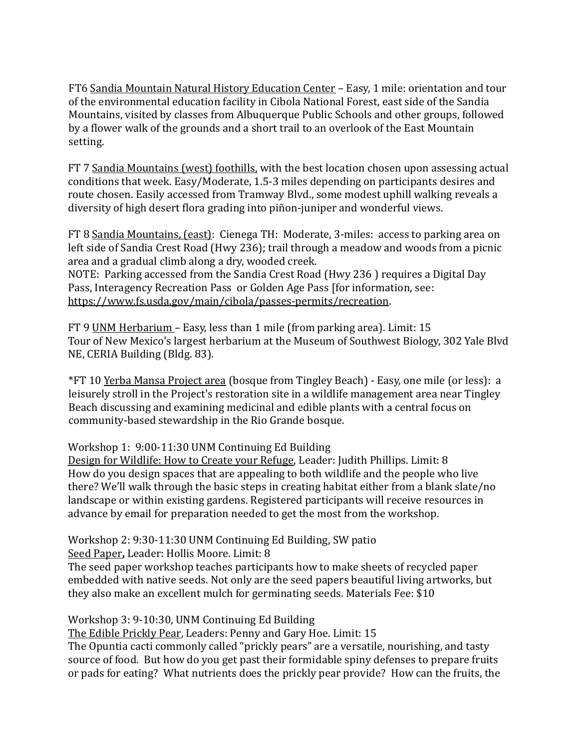FT6 Sandia Mountain Natural History Education Center – Easy, 1 mile: orientation and tour of the environmental education facility in Cibola National Forest, east side of the Sandia Mountains, visited by classes from Albuquerque Public Schools and other groups, followed by a flower walk of the grounds and a short trail to an overlook of the East Mountain setting.

FT 7 Sandia Mountains (west) foothills, with the best location chosen upon assessing actual conditions that week. Easy/Moderate, 1.5-3 miles depending on participants desires and route chosen. Easily accessed from Tramway Blvd., some modest uphill walking reveals a diversity of high desert flora grading into piñon-juniper and wonderful views.

FT 8 Sandia Mountains, (east): Cienega TH: Moderate, 3-miles: access to parking area on left side of Sandia Crest Road (Hwy 236); trail through a meadow and woods from a picnic area and a gradual climb along a dry, wooded creek.
NOTE: Parking accessed from the Sandia Crest Road (Hwy 236 ) requires a Digital Day Pass, Interagency Recreation Pass or Golden Age Pass [for information, see: https://www.fs.usda.gov/main/cibola/passes-permits/recreation.

FT 9 UNM Herbarium – Easy, less than 1 mile (from parking area). Limit: 15
Tour of New Mexico's largest herbarium at the Museum of Southwest Biology, 302 Yale Blvd NE, CERIA Building (Bldg. 83).

*FT 10 Yerba Mansa Project area (bosque from Tingley Beach) - Easy, one mile (or less): a leisurely stroll in the Project's restoration site in a wildlife management area near Tingley Beach discussing and examining medicinal and edible plants with a central focus on community-based stewardship in the Rio Grande bosque.

Workshop 1: 9:00-11:30 UNM Continuing Ed Building
Design for Wildlife: How to Create your Refuge, Leader: Judith Phillips. Limit: 8
How do you design spaces that are appealing to both wildlife and the people who live there? We'll walk through the basic steps in creating habitat either from a blank slate/no landscape or within existing gardens. Registered participants will receive resources in advance by email for preparation needed to get the most from the workshop.

Workshop 2: 9:30-11:30 UNM Continuing Ed Building, SW patio
Seed Paper, Leader: Hollis Moore. Limit: 8
The seed paper workshop teaches participants how to make sheets of recycled paper embedded with native seeds. Not only are the seed papers beautiful living artworks, but they also make an excellent mulch for germinating seeds. Materials Fee: $10

Workshop 3: 9-10:30, UNM Continuing Ed Building
The Edible Prickly Pear, Leaders: Penny and Gary Hoe. Limit: 15
The Opuntia cacti commonly called "prickly pears" are a versatile, nourishing, and tasty source of food. But how do you get past their formidable spiny defenses to prepare fruits or pads for eating? What nutrients does the prickly pear provide? How can the fruits, the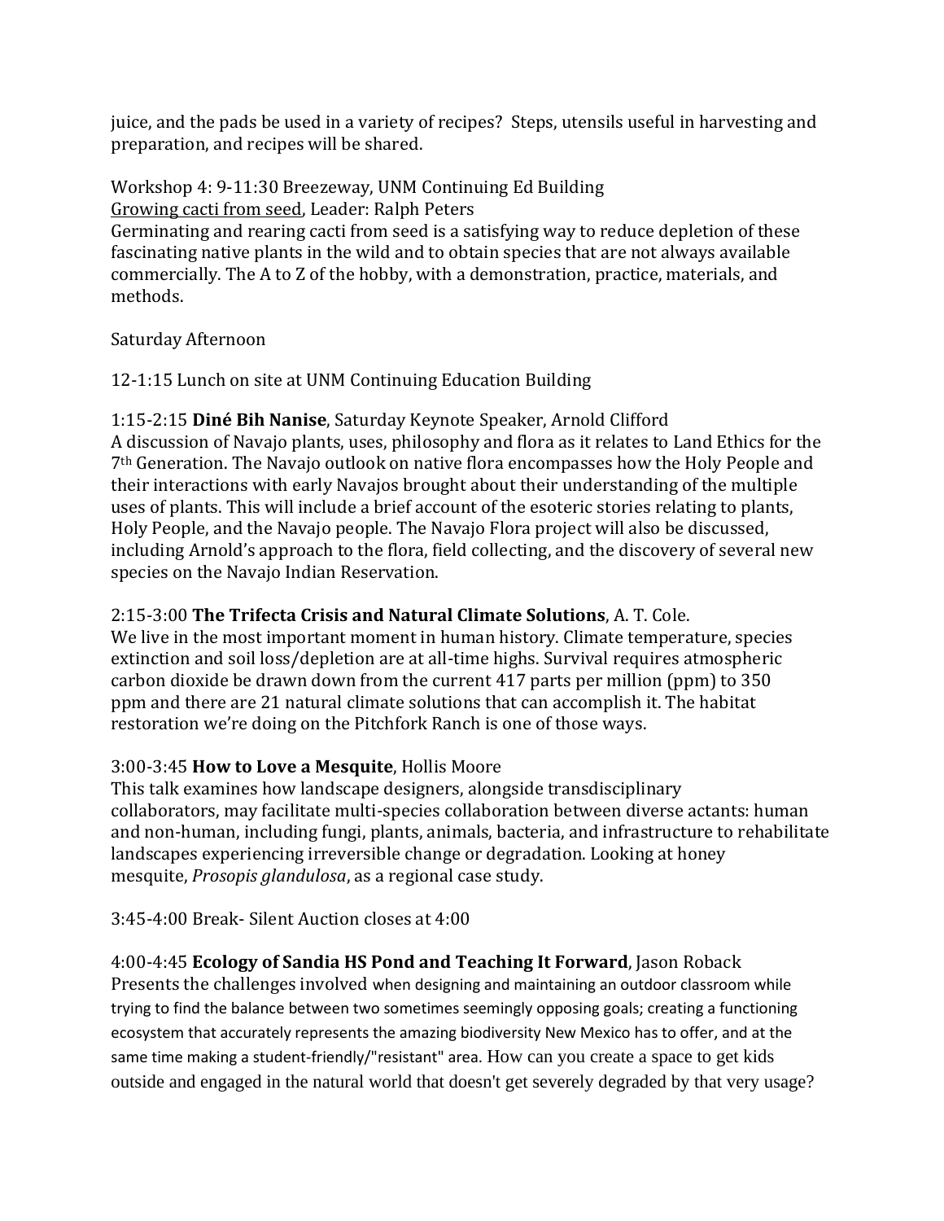juice, and the pads be used in a variety of recipes? Steps, utensils useful in harvesting and preparation, and recipes will be shared.

Workshop 4: 9-11:30 Breezeway, UNM Continuing Ed Building
Growing cacti from seed, Leader: Ralph Peters
Germinating and rearing cacti from seed is a satisfying way to reduce depletion of these fascinating native plants in the wild and to obtain species that are not always available commercially. The A to Z of the hobby, with a demonstration, practice, materials, and methods.

Saturday Afternoon

12-1:15 Lunch on site at UNM Continuing Education Building

1:15-2:15 **Diné Bih Nanise**, Saturday Keynote Speaker, Arnold Clifford
A discussion of Navajo plants, uses, philosophy and flora as it relates to Land Ethics for the 7th Generation. The Navajo outlook on native flora encompasses how the Holy People and their interactions with early Navajos brought about their understanding of the multiple uses of plants. This will include a brief account of the esoteric stories relating to plants, Holy People, and the Navajo people. The Navajo Flora project will also be discussed, including Arnold's approach to the flora, field collecting, and the discovery of several new species on the Navajo Indian Reservation.

2:15-3:00 **The Trifecta Crisis and Natural Climate Solutions**, A. T. Cole.
We live in the most important moment in human history. Climate temperature, species extinction and soil loss/depletion are at all-time highs. Survival requires atmospheric carbon dioxide be drawn down from the current 417 parts per million (ppm) to 350 ppm and there are 21 natural climate solutions that can accomplish it. The habitat restoration we're doing on the Pitchfork Ranch is one of those ways.

3:00-3:45 **How to Love a Mesquite**, Hollis Moore
This talk examines how landscape designers, alongside transdisciplinary collaborators, may facilitate multi-species collaboration between diverse actants: human and non-human, including fungi, plants, animals, bacteria, and infrastructure to rehabilitate landscapes experiencing irreversible change or degradation. Looking at honey mesquite, *Prosopis glandulosa*, as a regional case study.

3:45-4:00 Break- Silent Auction closes at 4:00

4:00-4:45 **Ecology of Sandia HS Pond and Teaching It Forward**, Jason Roback
Presents the challenges involved when designing and maintaining an outdoor classroom while trying to find the balance between two sometimes seemingly opposing goals; creating a functioning ecosystem that accurately represents the amazing biodiversity New Mexico has to offer, and at the same time making a student-friendly/"resistant" area. How can you create a space to get kids outside and engaged in the natural world that doesn't get severely degraded by that very usage?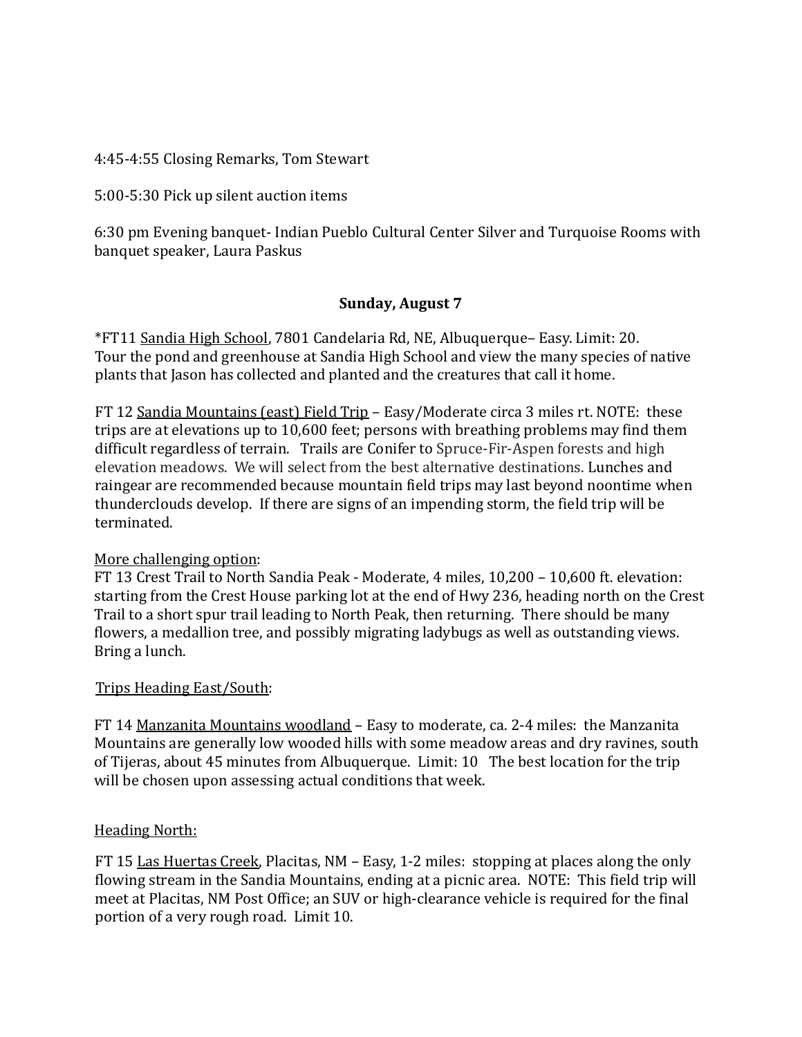4:45-4:55 Closing Remarks, Tom Stewart

5:00-5:30 Pick up silent auction items

6:30 pm Evening banquet- Indian Pueblo Cultural Center Silver and Turquoise Rooms with banquet speaker, Laura Paskus

## Sunday, August 7

*FT11 Sandia High School, 7801 Candelaria Rd, NE, Albuquerque– Easy. Limit: 20. Tour the pond and greenhouse at Sandia High School and view the many species of native plants that Jason has collected and planted and the creatures that call it home.

FT 12 Sandia Mountains (east) Field Trip – Easy/Moderate circa 3 miles rt. NOTE: these trips are at elevations up to 10,600 feet; persons with breathing problems may find them difficult regardless of terrain. Trails are Conifer to Spruce-Fir-Aspen forests and high elevation meadows. We will select from the best alternative destinations. Lunches and raingear are recommended because mountain field trips may last beyond noontime when thunderclouds develop. If there are signs of an impending storm, the field trip will be terminated.

More challenging option:
FT 13 Crest Trail to North Sandia Peak - Moderate, 4 miles, 10,200 – 10,600 ft. elevation: starting from the Crest House parking lot at the end of Hwy 236, heading north on the Crest Trail to a short spur trail leading to North Peak, then returning. There should be many flowers, a medallion tree, and possibly migrating ladybugs as well as outstanding views. Bring a lunch.

Trips Heading East/South:

FT 14 Manzanita Mountains woodland – Easy to moderate, ca. 2-4 miles: the Manzanita Mountains are generally low wooded hills with some meadow areas and dry ravines, south of Tijeras, about 45 minutes from Albuquerque. Limit: 10 The best location for the trip will be chosen upon assessing actual conditions that week.

Heading North:

FT 15 Las Huertas Creek, Placitas, NM – Easy, 1-2 miles: stopping at places along the only flowing stream in the Sandia Mountains, ending at a picnic area. NOTE: This field trip will meet at Placitas, NM Post Office; an SUV or high-clearance vehicle is required for the final portion of a very rough road. Limit 10.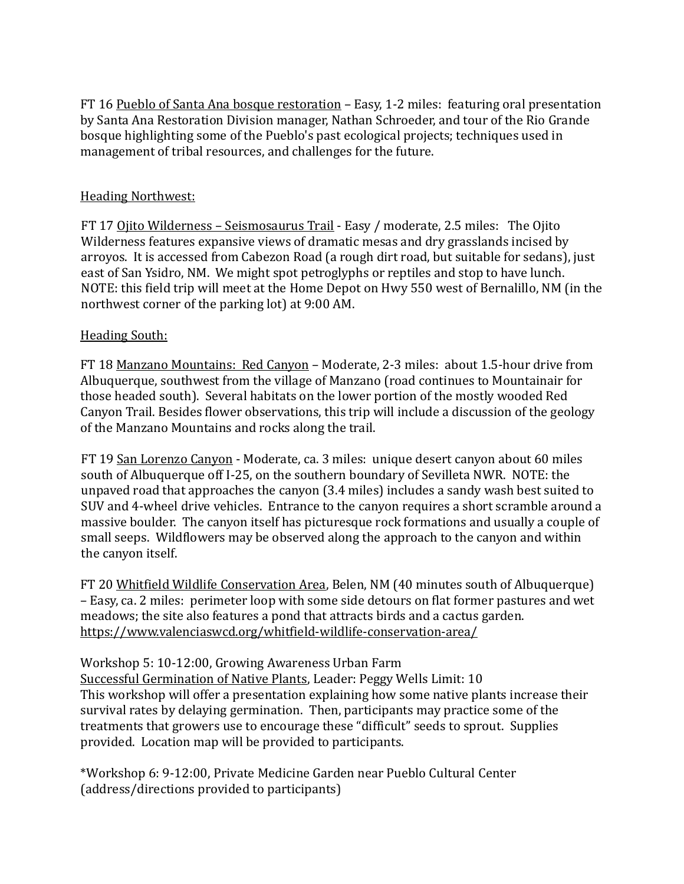FT 16 <u>Pueblo of Santa Ana bosque restoration</u> – Easy, 1-2 miles: featuring oral presentation by Santa Ana Restoration Division manager, Nathan Schroeder, and tour of the Rio Grande bosque highlighting some of the Pueblo's past ecological projects; techniques used in management of tribal resources, and challenges for the future.

<u>Heading Northwest:</u>

FT 17 <u>Ojito Wilderness – Seismosaurus Trail</u> - Easy / moderate, 2.5 miles: The Ojito Wilderness features expansive views of dramatic mesas and dry grasslands incised by arroyos. It is accessed from Cabezon Road (a rough dirt road, but suitable for sedans), just east of San Ysidro, NM. We might spot petroglyphs or reptiles and stop to have lunch. NOTE: this field trip will meet at the Home Depot on Hwy 550 west of Bernalillo, NM (in the northwest corner of the parking lot) at 9:00 AM.

<u>Heading South:</u>

FT 18 <u>Manzano Mountains: Red Canyon</u> – Moderate, 2-3 miles: about 1.5-hour drive from Albuquerque, southwest from the village of Manzano (road continues to Mountainair for those headed south). Several habitats on the lower portion of the mostly wooded Red Canyon Trail. Besides flower observations, this trip will include a discussion of the geology of the Manzano Mountains and rocks along the trail.

FT 19 <u>San Lorenzo Canyon</u> - Moderate, ca. 3 miles: unique desert canyon about 60 miles south of Albuquerque off I-25, on the southern boundary of Sevilleta NWR. NOTE: the unpaved road that approaches the canyon (3.4 miles) includes a sandy wash best suited to SUV and 4-wheel drive vehicles. Entrance to the canyon requires a short scramble around a massive boulder. The canyon itself has picturesque rock formations and usually a couple of small seeps. Wildflowers may be observed along the approach to the canyon and within the canyon itself.

FT 20 <u>Whitfield Wildlife Conservation Area</u>, Belen, NM (40 minutes south of Albuquerque) – Easy, ca. 2 miles: perimeter loop with some side detours on flat former pastures and wet meadows; the site also features a pond that attracts birds and a cactus garden. <u>https://www.valenciaswcd.org/whitfield-wildlife-conservation-area/</u>

Workshop 5: 10-12:00, Growing Awareness Urban Farm
<u>Successful Germination of Native Plants</u>, Leader: Peggy Wells Limit: 10
This workshop will offer a presentation explaining how some native plants increase their survival rates by delaying germination. Then, participants may practice some of the treatments that growers use to encourage these "difficult" seeds to sprout. Supplies provided. Location map will be provided to participants.

*Workshop 6: 9-12:00, Private Medicine Garden near Pueblo Cultural Center (address/directions provided to participants)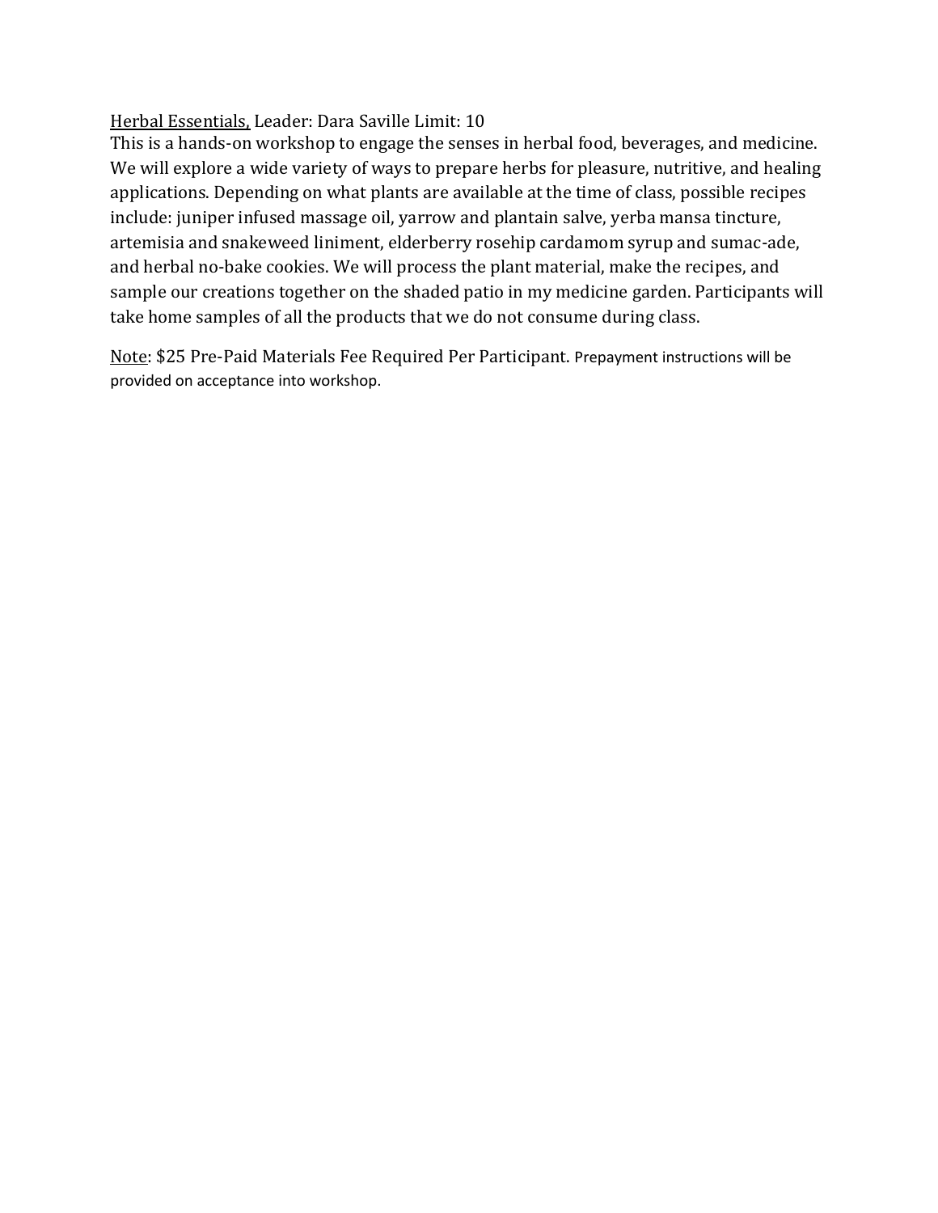<u>Herbal Essentials,</u> Leader: Dara Saville Limit: 10

This is a hands-on workshop to engage the senses in herbal food, beverages, and medicine. We will explore a wide variety of ways to prepare herbs for pleasure, nutritive, and healing applications. Depending on what plants are available at the time of class, possible recipes include: juniper infused massage oil, yarrow and plantain salve, yerba mansa tincture, artemisia and snakeweed liniment, elderberry rosehip cardamom syrup and sumac-ade, and herbal no-bake cookies. We will process the plant material, make the recipes, and sample our creations together on the shaded patio in my medicine garden. Participants will take home samples of all the products that we do not consume during class.

<u>Note</u>: $25 Pre-Paid Materials Fee Required Per Participant. Prepayment instructions will be provided on acceptance into workshop.